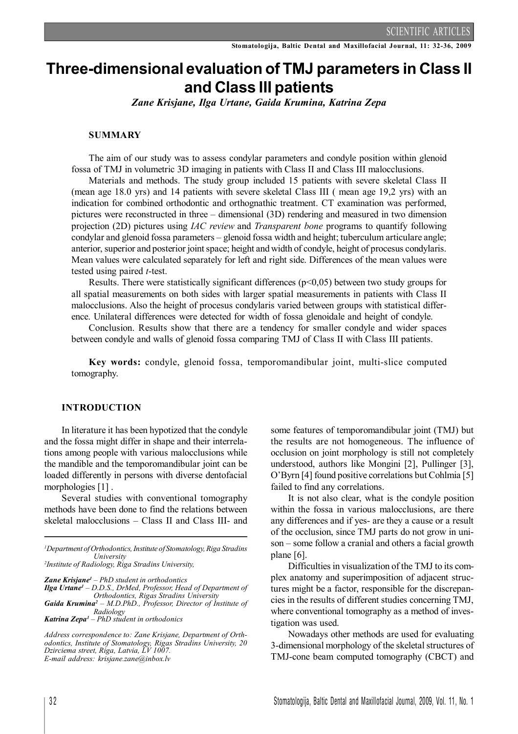# Three-dimensional evaluation of TMJ parameters in Class II and Class III patients

*Zane Krisjane, Ilga Urtane, Gaida Krumina, Katrina Zepa*

## SUMMARY

The aim of our study was to assess condylar parameters and condyle position within glenoid fossa of TMJ in volumetric 3D imaging in patients with Class II and Class III malocclusions.

Materials and methods. The study group included 15 patients with severe skeletal Class II (mean age 18.0 yrs) and 14 patients with severe skeletal Class III ( mean age 19,2 yrs) with an indication for combined orthodontic and orthognathic treatment. CT examination was performed, pictures were reconstructed in three – dimensional (3D) rendering and measured in two dimension projection (2D) pictures using *IAC review* and *Transparent bone* programs to quantify following condylar and glenoid fossa parameters – glenoid fossa width and height; tuberculum articulare angle; anterior, superior and posterior joint space; height and width of condyle, height of procesus condylaris. Mean values were calculated separately for left and right side. Differences of the mean values were tested using paired *t*-test.

Results. There were statistically significant differences ($p<0,05$) between two study groups for all spatial measurements on both sides with larger spatial measurements in patients with Class II malocclusions. Also the height of procesus condylaris varied between groups with statistical difference. Unilateral differences were detected for width of fossa glenoidale and height of condyle.

Conclusion. Results show that there are a tendency for smaller condyle and wider spaces between condyle and walls of glenoid fossa comparing TMJ of Class II with Class III patients.

**Key words:** condyle, glenoid fossa, temporomandibular joint, multi-slice computed tomography.

## INTRODUCTION

In literature it has been hypotized that the condyle and the fossa might differ in shape and their interrelations among people with various malocclusions while the mandible and the temporomandibular joint can be loaded differently in persons with diverse dentofacial morphologies [1] .

Several studies with conventional tomography methods have been done to find the relations between skeletal malocclusions – Class II and Class III- and some features of temporomandibular joint (TMJ) but the results are not homogeneous. The influence of occlusion on joint morphology is still not completely understood, authors like Mongini [2], Pullinger [3], O'Byrn [4] found positive correlations but Cohlmia [5] failed to find any correlations.

It is not also clear, what is the condyle position within the fossa in various malocclusions, are there any differences and if yes- are they a cause or a result of the occlusion, since TMJ parts do not grow in unison – some follow a cranial and others a facial growth plane [6].

Difficulties in visualization of the TMJ to its complex anatomy and superimposition of adjacent structures might be a factor, responsible for the discrepancies in the results of different studies concerning TMJ, where conventional tomography as a method of investigation was used.

Nowadays other methods are used for evaluating 3-dimensional morphology of the skeletal structures of TMJ-cone beam computed tomography (CBCT) and

---

[1]Department of Orthodontics, Institute of Stomatology, Riga Stradins University
[2]Institute of Radiology, Riga Stradins University,

***Zane Krisjane***[1] *– PhD student in orthodontics*
***Ilga Urtane***[1] *– D.D.S., DrMed, Professor, Head of Department of Orthodontics, Rigas Stradins University*
***Gaida Krumina***[2] *– M.D.PhD., Professor, Director of Institute of Radiology*
***Katrina Zepa***[1] *– PhD student in orthodonics*

*Address correspondence to: Zane Krisjane, Department of Orthodontics, Institute of Stomatology, Rigas Stradins University, 20 Dzirciema street, Riga, Latvia, LV 1007.*
*E-mail address: krisjane.zane@inbox.lv*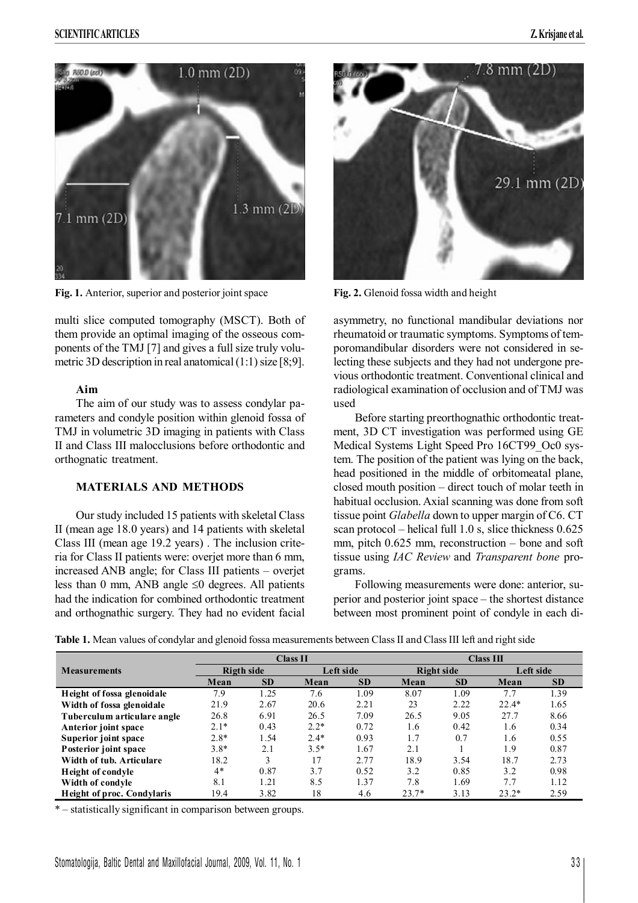Fig. 1. Anterior, superior and posterior joint space

Fig. 2. Glenoid fossa width and height

multi slice computed tomography (MSCT). Both of them provide an optimal imaging of the osseous components of the TMJ [7] and gives a full size truly volumetric 3D description in real anatomical (1:1) size [8;9].

**Aim**

The aim of our study was to assess condylar parameters and condyle position within glenoid fossa of TMJ in volumetric 3D imaging in patients with Class II and Class III malocclusions before orthodontic and orthognatic treatment.

## MATERIALS AND METHODS

Our study included 15 patients with skeletal Class II (mean age 18.0 years) and 14 patients with skeletal Class III (mean age 19.2 years) . The inclusion criteria for Class II patients were: overjet more than 6 mm, increased ANB angle; for Class III patients – overjet less than 0 mm, ANB angle ≤0 degrees. All patients had the indication for combined orthodontic treatment and orthognathic surgery. They had no evident facial asymmetry, no functional mandibular deviations nor rheumatoid or traumatic symptoms. Symptoms of temporomandibular disorders were not considered in selecting these subjects and they had not undergone previous orthodontic treatment. Conventional clinical and radiological examination of occlusion and of TMJ was used

Before starting preorthognathic orthodontic treatment, 3D CT investigation was performed using GE Medical Systems Light Speed Pro 16CT99_Oc0 system. The position of the patient was lying on the back, head positioned in the middle of orbitomeatal plane, closed mouth position – direct touch of molar teeth in habitual occlusion. Axial scanning was done from soft tissue point *Glabella* down to upper margin of C6. CT scan protocol – helical full 1.0 s, slice thickness 0.625 mm, pitch 0.625 mm, reconstruction – bone and soft tissue using *IAC Review* and *Transparent bone* programs.

Following measurements were done: anterior, superior and posterior joint space – the shortest distance between most prominent point of condyle in each di-

**Table 1.** Mean values of condylar and glenoid fossa measurements between Class II and Class III left and right side

| Measurements | Class II | | | | Class III | | | |
|---|---|---|---|---|---|---|---|---|
| | Rigth side | | Left side | | Right side | | Left side | |
| | Mean | SD | Mean | SD | Mean | SD | Mean | SD |
| Height of fossa glenoidale | 7.9 | 1.25 | 7.6 | 1.09 | 8.07 | 1.09 | 7.7 | 1.39 |
| Width of fossa glenoidale | 21.9 | 2.67 | 20.6 | 2.21 | 23 | 2.22 | 22.4* | 1.65 |
| Tuberculum articulare angle | 26.8 | 6.91 | 26.5 | 7.09 | 26.5 | 9.05 | 27.7 | 8.66 |
| Anterior joint space | 2.1* | 0.43 | 2.2* | 0.72 | 1.6 | 0.42 | 1.6 | 0.34 |
| Superior joint space | 2.8* | 1.54 | 2.4* | 0.93 | 1.7 | 0.7 | 1.6 | 0.55 |
| Posterior joint space | 3.8* | 2.1 | 3.5* | 1.67 | 2.1 | 1 | 1.9 | 0.87 |
| Width of tub. Articulare | 18.2 | 3 | 17 | 2.77 | 18.9 | 3.54 | 18.7 | 2.73 |
| Height of condyle | 4* | 0.87 | 3.7 | 0.52 | 3.2 | 0.85 | 3.2 | 0.98 |
| Width of condyle | 8.1 | 1.21 | 8.5 | 1.37 | 7.8 | 1.69 | 7.7 | 1.12 |
| Height of proc. Condylaris | 19.4 | 3.82 | 18 | 4.6 | 23.7* | 3.13 | 23.2* | 2.59 |

\* – statistically significant in comparison between groups.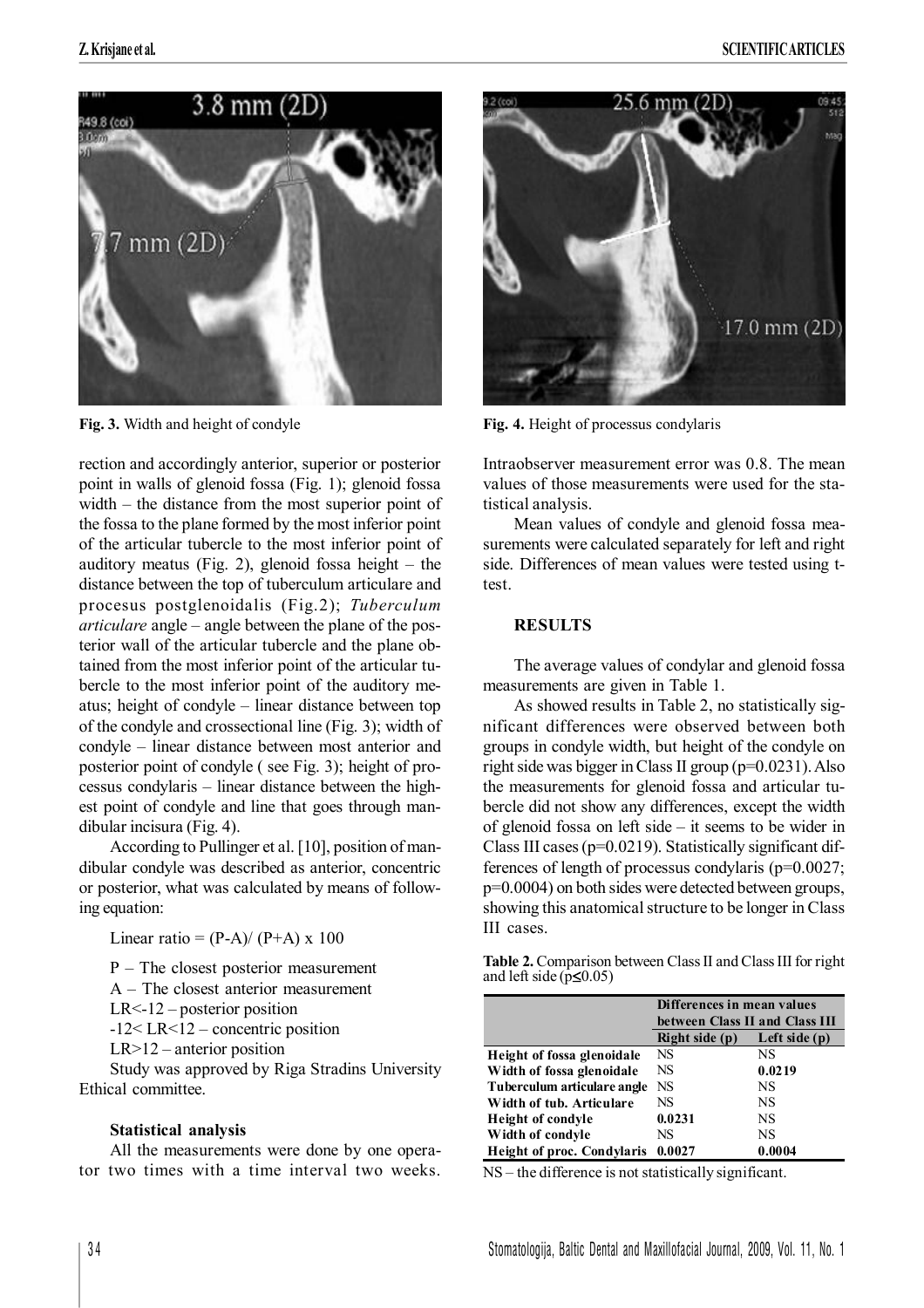Fig. 3. Width and height of condyle

Fig. 4. Height of processus condylaris

rection and accordingly anterior, superior or posterior point in walls of glenoid fossa (Fig. 1); glenoid fossa width – the distance from the most superior point of the fossa to the plane formed by the most inferior point of the articular tubercle to the most inferior point of auditory meatus (Fig. 2), glenoid fossa height – the distance between the top of tuberculum articulare and procesus postglenoidalis (Fig.2); *Tuberculum articulare* angle – angle between the plane of the posterior wall of the articular tubercle and the plane obtained from the most inferior point of the articular tubercle to the most inferior point of the auditory meatus; height of condyle – linear distance between top of the condyle and crossectional line (Fig. 3); width of condyle – linear distance between most anterior and posterior point of condyle ( see Fig. 3); height of processus condylaris – linear distance between the highest point of condyle and line that goes through mandibular incisura (Fig. 4).

According to Pullinger et al. [10], position of mandibular condyle was described as anterior, concentric or posterior, what was calculated by means of following equation:

Linear ratio = (P-A)/ (P+A) x 100

P – The closest posterior measurement

A – The closest anterior measurement

LR<-12 – posterior position

-12< LR<12 – concentric position

LR>12 – anterior position

Study was approved by Riga Stradins University Ethical committee.

### Statistical analysis

All the measurements were done by one operator two times with a time interval two weeks. Intraobserver measurement error was 0.8. The mean values of those measurements were used for the statistical analysis.

Mean values of condyle and glenoid fossa measurements were calculated separately for left and right side. Differences of mean values were tested using t-test.

## RESULTS

The average values of condylar and glenoid fossa measurements are given in Table 1.

As showed results in Table 2, no statistically significant differences were observed between both groups in condyle width, but height of the condyle on right side was bigger in Class II group (p=0.0231). Also the measurements for glenoid fossa and articular tubercle did not show any differences, except the width of glenoid fossa on left side – it seems to be wider in Class III cases (p=0.0219). Statistically significant differences of length of processus condylaris (p=0.0027; p=0.0004) on both sides were detected between groups, showing this anatomical structure to be longer in Class III cases.

**Table 2.** Comparison between Class II and Class III for right and left side ($p \leq 0.05$)

| | Differences in mean values between Class II and Class III | |
|---|---|---|
| | Right side (p) | Left side (p) |
| Height of fossa glenoidale | NS | NS |
| Width of fossa glenoidale | NS | **0.0219** |
| Tuberculum articulare angle | NS | NS |
| Width of tub. Articulare | NS | NS |
| Height of condyle | **0.0231** | NS |
| Width of condyle | NS | NS |
| Height of proc. Condylaris | **0.0027** | **0.0004** |

NS – the difference is not statistically significant.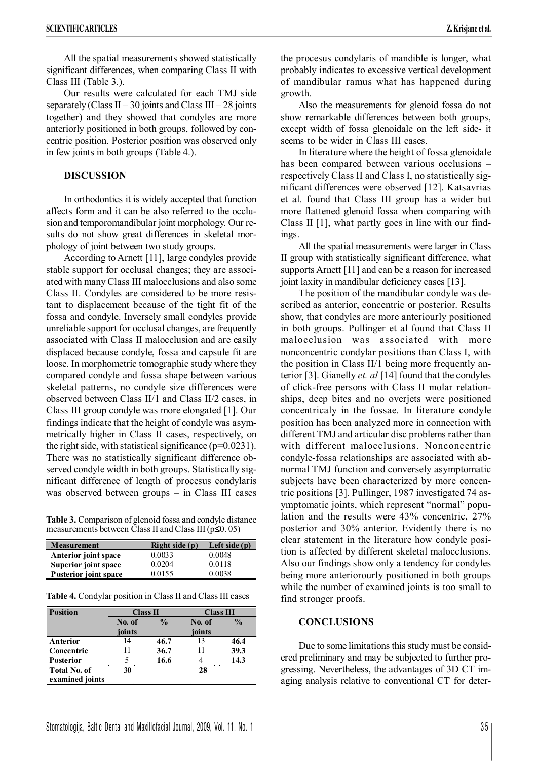All the spatial measurements showed statistically significant differences, when comparing Class II with Class III (Table 3.).

Our results were calculated for each TMJ side separately (Class II – 30 joints and Class III – 28 joints together) and they showed that condyles are more anteriorly positioned in both groups, followed by concentric position. Posterior position was observed only in few joints in both groups (Table 4.).

## DISCUSSION

In orthodontics it is widely accepted that function affects form and it can be also referred to the occlusion and temporomandibular joint morphology. Our results do not show great differences in skeletal morphology of joint between two study groups.

According to Arnett [11], large condyles provide stable support for occlusal changes; they are associated with many Class III malocclusions and also some Class II. Condyles are considered to be more resistant to displacement because of the tight fit of the fossa and condyle. Inversely small condyles provide unreliable support for occlusal changes, are frequently associated with Class II malocclusion and are easily displaced because condyle, fossa and capsule fit are loose. In morphometric tomographic study where they compared condyle and fossa shape between various skeletal patterns, no condyle size differences were observed between Class II/1 and Class II/2 cases, in Class III group condyle was more elongated [1]. Our findings indicate that the height of condyle was asymmetrically higher in Class II cases, respectively, on the right side, with statistical significance (p=0.0231). There was no statistically significant difference observed condyle width in both groups. Statistically significant difference of length of procesus condylaris was observed between groups – in Class III cases the procesus condylaris of mandible is longer, what probably indicates to excessive vertical development of mandibular ramus what has happened during growth.

**Table 3.** Comparison of glenoid fossa and condyle distance measurements between Class II and Class III ($p \leq 0.05$)

| Measurement | Right side (p) | Left side (p) |
|---|---|---|
| **Anterior joint space** | 0.0033 | 0.0048 |
| **Superior joint space** | 0.0204 | 0.0118 |
| **Posterior joint space** | 0.0155 | 0.0038 |

**Table 4.** Condylar position in Class II and Class III cases

| Position | Class II | | Class III | |
|---|---|---|---|---|
| | No. of joints | % | No. of joints | % |
| **Anterior** | 14 | **46.7** | 13 | **46.4** |
| **Concentric** | 11 | **36.7** | 11 | **39.3** |
| **Posterior** | 5 | **16.6** | 4 | **14.3** |
| **Total No. of examined joints** | **30** | | **28** | |

Also the measurements for glenoid fossa do not show remarkable differences between both groups, except width of fossa glenoidale on the left side- it seems to be wider in Class III cases.

In literature where the height of fossa glenoidale has been compared between various occlusions – respectively Class II and Class I, no statistically significant differences were observed [12]. Katsavrias et al. found that Class III group has a wider but more flattened glenoid fossa when comparing with Class II [1], what partly goes in line with our findings.

All the spatial measurements were larger in Class II group with statistically significant difference, what supports Arnett [11] and can be a reason for increased joint laxity in mandibular deficiency cases [13].

The position of the mandibular condyle was described as anterior, concentric or posterior. Results show, that condyles are more anteriorly positioned in both groups. Pullinger et al found that Class II malocclusion was associated with more nonconcentric condylar positions than Class I, with the position in Class II/1 being more frequently anterior [3]. Gianelly *et. al* [14] found that the condyles of click-free persons with Class II molar relationships, deep bites and no overjets were positioned concentricaly in the fossae. In literature condyle position has been analyzed more in connection with different TMJ and articular disc problems rather than with different malocclusions. Nonconcentric condyle-fossa relationships are associated with abnormal TMJ function and conversely asymptomatic subjects have been characterized by more concentric positions [3]. Pullinger, 1987 investigated 74 asymptomatic joints, which represent "normal" population and the results were 43% concentric, 27% posterior and 30% anterior. Evidently there is no clear statement in the literature how condyle position is affected by different skeletal malocclusions. Also our findings show only a tendency for condyles being more anteriorourly positioned in both groups while the number of examined joints is too small to find stronger proofs.

## CONCLUSIONS

Due to some limitations this study must be considered preliminary and may be subjected to further progressing. Nevertheless, the advantages of 3D CT imaging analysis relative to conventional CT for deter-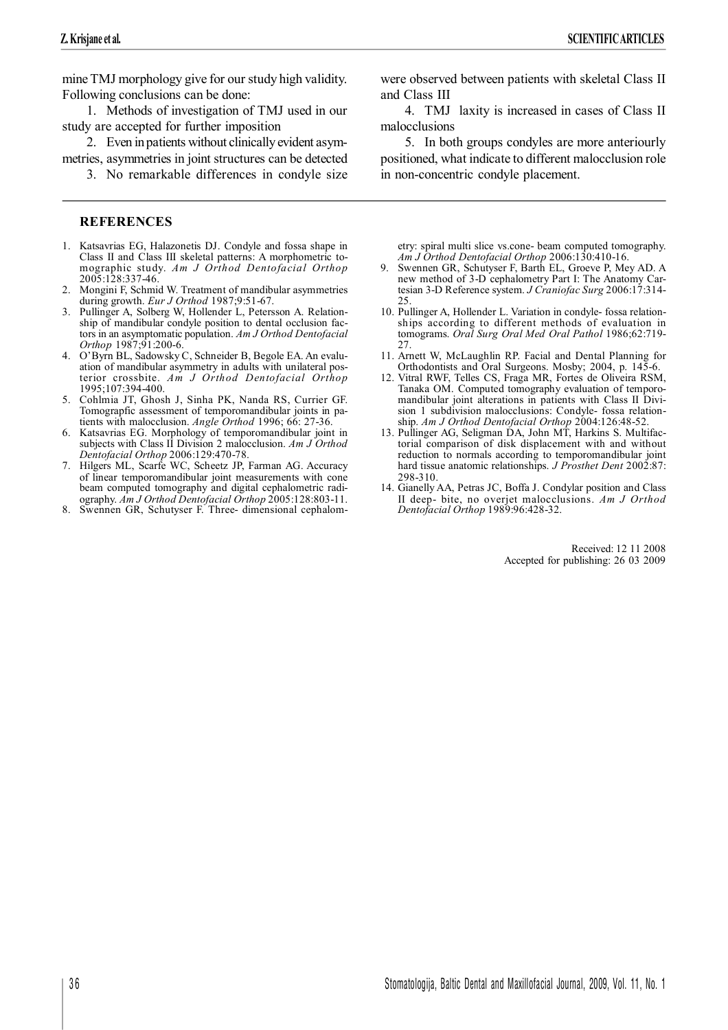mine TMJ morphology give for our study high validity. Following conclusions can be done:

1. Methods of investigation of TMJ used in our study are accepted for further imposition
2. Even in patients without clinically evident asymmetries, asymmetries in joint structures can be detected
3. No remarkable differences in condyle size were observed between patients with skeletal Class II and Class III
4. TMJ laxity is increased in cases of Class II malocclusions
5. In both groups condyles are more anteriourly positioned, what indicate to different malocclusion role in non-concentric condyle placement.

## REFERENCES

1. Katsavrias EG, Halazonetis DJ. Condyle and fossa shape in Class II and Class III skeletal patterns: A morphometric tomographic study. *Am J Orthod Dentofacial Orthop* 2005:128:337-46.
2. Mongini F, Schmid W. Treatment of mandibular asymmetries during growth. *Eur J Orthod* 1987;9:51-67.
3. Pullinger A, Solberg W, Hollender L, Petersson A. Relationship of mandibular condyle position to dental occlusion factors in an asymptomatic population. *Am J Orthod Dentofacial Orthop* 1987;91:200-6.
4. O'Byrn BL, Sadowsky C, Schneider B, Begole EA. An evaluation of mandibular asymmetry in adults with unilateral posterior crossbite. *Am J Orthod Dentofacial Orthop* 1995;107:394-400.
5. Cohlmia JT, Ghosh J, Sinha PK, Nanda RS, Currier GF. Tomograpfic assessment of temporomandibular joints in patients with malocclusion. *Angle Orthod* 1996; 66: 27-36.
6. Katsavrias EG. Morphology of temporomandibular joint in subjects with Class II Division 2 malocclusion. *Am J Orthod Dentofacial Orthop* 2006:129:470-78.
7. Hilgers ML, Scarfe WC, Scheetz JP, Farman AG. Accuracy of linear temporomandibular joint measurements with cone beam computed tomography and digital cephalometric radiography. *Am J Orthod Dentofacial Orthop* 2005:128:803-11.
8. Swennen GR, Schutyser F. Three- dimensional cephalometry: spiral multi slice vs.cone- beam computed tomography. *Am J Orthod Dentofacial Orthop* 2006:130:410-16.
9. Swennen GR, Schutyser F, Barth EL, Groeve P, Mey AD. A new method of 3-D cephalometry Part I: The Anatomy Cartesian 3-D Reference system. *J Craniofac Surg* 2006:17:314-25.
10. Pullinger A, Hollender L. Variation in condyle- fossa relationships according to different methods of evaluation in tomograms. *Oral Surg Oral Med Oral Pathol* 1986;62:719-27.
11. Arnett W, McLaughlin RP. Facial and Dental Planning for Orthodontists and Oral Surgeons. Mosby; 2004, p. 145-6.
12. Vitral RWF, Telles CS, Fraga MR, Fortes de Oliveira RSM, Tanaka OM. Computed tomography evaluation of temporomandibular joint alterations in patients with Class II Division 1 subdivision malocclusions: Condyle- fossa relationship. *Am J Orthod Dentofacial Orthop* 2004:126:48-52.
13. Pullinger AG, Seligman DA, John MT, Harkins S. Multifactorial comparison of disk displacement with and without reduction to normals according to temporomandibular joint hard tissue anatomic relationships. *J Prosthet Dent* 2002:87: 298-310.
14. Gianelly AA, Petras JC, Boffa J. Condylar position and Class II deep- bite, no overjet malocclusions. *Am J Orthod Dentofacial Orthop* 1989:96:428-32.

Received: 12 11 2008
Accepted for publishing: 26 03 2009